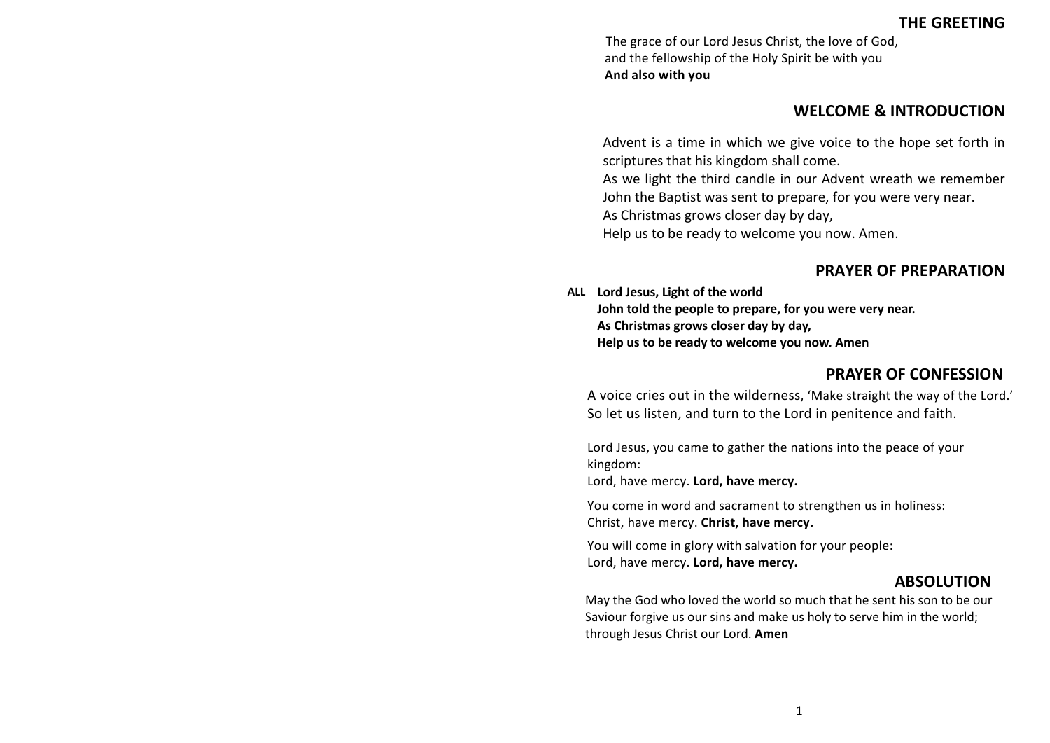## THE GREETING

The grace of our Lord Jesus Christ, the love of God,
and the fellowship of the Holy Spirit be with you
**And also with you**

## WELCOME & INTRODUCTION

Advent is a time in which we give voice to the hope set forth in scriptures that his kingdom shall come.
As we light the third candle in our Advent wreath we remember John the Baptist was sent to prepare, for you were very near.
As Christmas grows closer day by day,
Help us to be ready to welcome you now. Amen.

## PRAYER OF PREPARATION

**ALL Lord Jesus, Light of the world**
**John told the people to prepare, for you were very near.**
**As Christmas grows closer day by day,**
**Help us to be ready to welcome you now. Amen**

## PRAYER OF CONFESSION

A voice cries out in the wilderness, 'Make straight the way of the Lord.'
So let us listen, and turn to the Lord in penitence and faith.

Lord Jesus, you came to gather the nations into the peace of your kingdom:
Lord, have mercy. **Lord, have mercy.**

You come in word and sacrament to strengthen us in holiness:
Christ, have mercy. **Christ, have mercy.**

You will come in glory with salvation for your people:
Lord, have mercy. **Lord, have mercy.**

## ABSOLUTION

May the God who loved the world so much that he sent his son to be our Saviour forgive us our sins and make us holy to serve him in the world; through Jesus Christ our Lord. **Amen**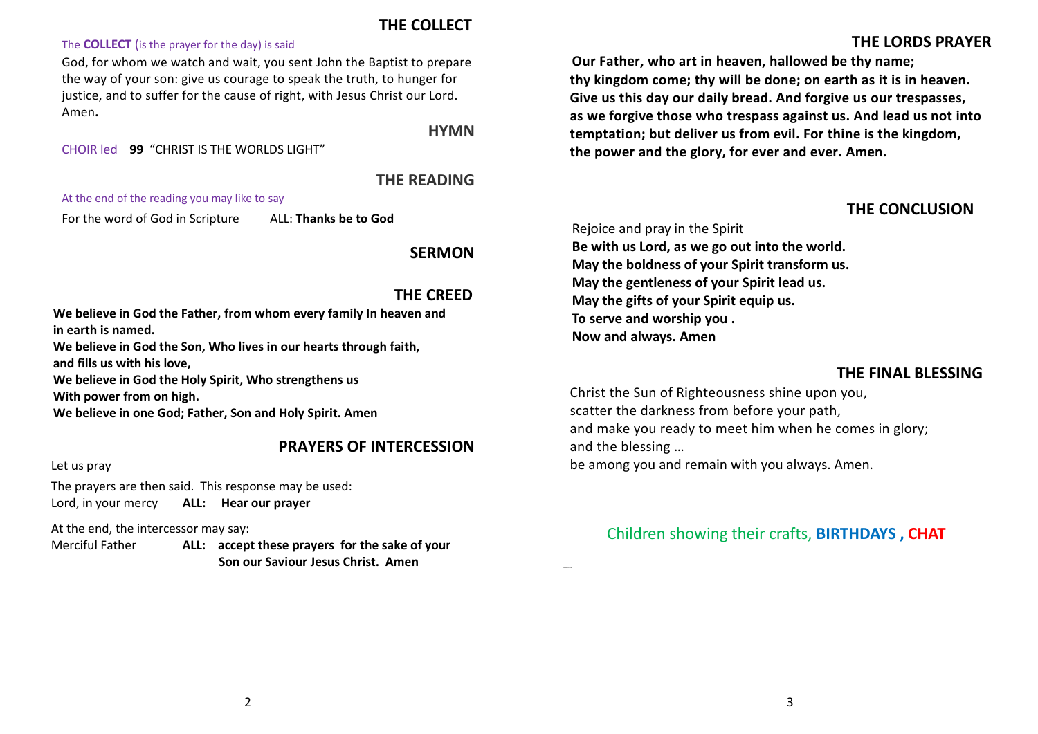## THE COLLECT

The **COLLECT** (is the prayer for the day) is said

God, for whom we watch and wait, you sent John the Baptist to prepare the way of your son: give us courage to speak the truth, to hunger for justice, and to suffer for the cause of right, with Jesus Christ our Lord. Amen**.**

## HYMN

CHOIR led **99** "CHRIST IS THE WORLDS LIGHT"

## THE READING

At the end of the reading you may like to say

For the word of God in Scripture ALL: **Thanks be to God**

## SERMON

## THE CREED

**We believe in God the Father, from whom every family In heaven and in earth is named.**
**We believe in God the Son, Who lives in our hearts through faith, and fills us with his love,**
**We believe in God the Holy Spirit, Who strengthens us With power from on high.**
**We believe in one God; Father, Son and Holy Spirit. Amen**

## PRAYERS OF INTERCESSION

Let us pray

The prayers are then said. This response may be used:
Lord, in your mercy **ALL: Hear our prayer**

At the end, the intercessor may say:
Merciful Father **ALL: accept these prayers for the sake of your Son our Saviour Jesus Christ. Amen**

## THE LORDS PRAYER

**Our Father, who art in heaven, hallowed be thy name; thy kingdom come; thy will be done; on earth as it is in heaven. Give us this day our daily bread. And forgive us our trespasses, as we forgive those who trespass against us. And lead us not into temptation; but deliver us from evil. For thine is the kingdom, the power and the glory, for ever and ever. Amen.**

## THE CONCLUSION

Rejoice and pray in the Spirit
**Be with us Lord, as we go out into the world.**
**May the boldness of your Spirit transform us.**
**May the gentleness of your Spirit lead us.**
**May the gifts of your Spirit equip us.**
**To serve and worship you .**
**Now and always. Amen**

## THE FINAL BLESSING

Christ the Sun of Righteousness shine upon you,
scatter the darkness from before your path,
and make you ready to meet him when he comes in glory;
and the blessing …
be among you and remain with you always. Amen.

Children showing their crafts, **BIRTHDAYS , CHAT**